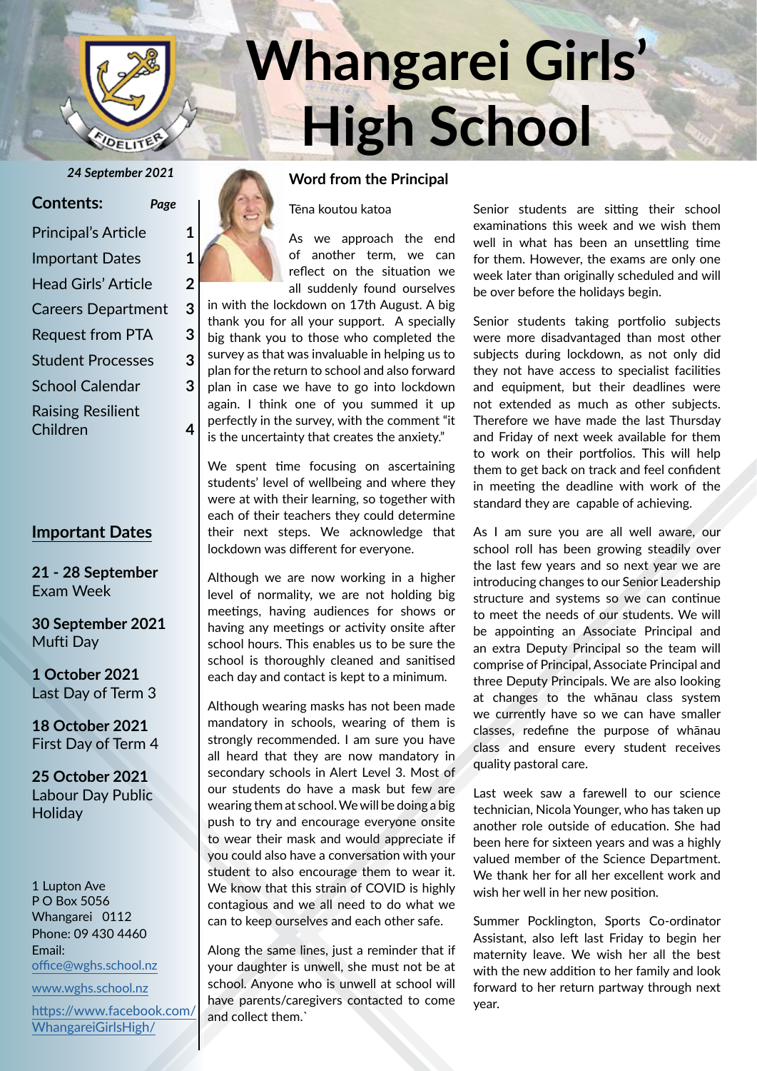# Whangarei Girls' High School

*24 September 2021*

**Contents:** *Page*

| | |
|---|---|
| Principal's Article | 1 |
| Important Dates | 1 |
| Head Girls' Article | 2 |
| Careers Department | 3 |
| Request from PTA | 3 |
| Student Processes | 3 |
| School Calendar | 3 |
| Raising Resilient Children | 4 |

## Important Dates

**21 - 28 September**
Exam Week

**30 September 2021**
Mufti Day

**1 October 2021**
Last Day of Term 3

**18 October 2021**
First Day of Term 4

**25 October 2021**
Labour Day Public Holiday

1 Lupton Ave
P O Box 5056
Whangarei 0112
Phone: 09 430 4460
Email:
office@wghs.school.nz

www.wghs.school.nz

https://www.facebook.com/WhangareiGirlsHigh/

## Word from the Principal

Tēna koutou katoa

As we approach the end of another term, we can reflect on the situation we all suddenly found ourselves in with the lockdown on 17th August. A big thank you for all your support. A specially big thank you to those who completed the survey as that was invaluable in helping us to plan for the return to school and also forward plan in case we have to go into lockdown again. I think one of you summed it up perfectly in the survey, with the comment "it is the uncertainty that creates the anxiety."

We spent time focusing on ascertaining students' level of wellbeing and where they were at with their learning, so together with each of their teachers they could determine their next steps. We acknowledge that lockdown was different for everyone.

Although we are now working in a higher level of normality, we are not holding big meetings, having audiences for shows or having any meetings or activity onsite after school hours. This enables us to be sure the school is thoroughly cleaned and sanitised each day and contact is kept to a minimum.

Although wearing masks has not been made mandatory in schools, wearing of them is strongly recommended. I am sure you have all heard that they are now mandatory in secondary schools in Alert Level 3. Most of our students do have a mask but few are wearing them at school. We will be doing a big push to try and encourage everyone onsite to wear their mask and would appreciate if you could also have a conversation with your student to also encourage them to wear it. We know that this strain of COVID is highly contagious and we all need to do what we can to keep ourselves and each other safe.

Along the same lines, just a reminder that if your daughter is unwell, she must not be at school. Anyone who is unwell at school will have parents/caregivers contacted to come and collect them.`

Senior students are sitting their school examinations this week and we wish them well in what has been an unsettling time for them. However, the exams are only one week later than originally scheduled and will be over before the holidays begin.

Senior students taking portfolio subjects were more disadvantaged than most other subjects during lockdown, as not only did they not have access to specialist facilities and equipment, but their deadlines were not extended as much as other subjects. Therefore we have made the last Thursday and Friday of next week available for them to work on their portfolios. This will help them to get back on track and feel confident in meeting the deadline with work of the standard they are capable of achieving.

As I am sure you are all well aware, our school roll has been growing steadily over the last few years and so next year we are introducing changes to our Senior Leadership structure and systems so we can continue to meet the needs of our students. We will be appointing an Associate Principal and an extra Deputy Principal so the team will comprise of Principal, Associate Principal and three Deputy Principals. We are also looking at changes to the whānau class system we currently have so we can have smaller classes, redefine the purpose of whānau class and ensure every student receives quality pastoral care.

Last week saw a farewell to our science technician, Nicola Younger, who has taken up another role outside of education. She had been here for sixteen years and was a highly valued member of the Science Department. We thank her for all her excellent work and wish her well in her new position.

Summer Pocklington, Sports Co-ordinator Assistant, also left last Friday to begin her maternity leave. We wish her all the best with the new addition to her family and look forward to her return partway through next year.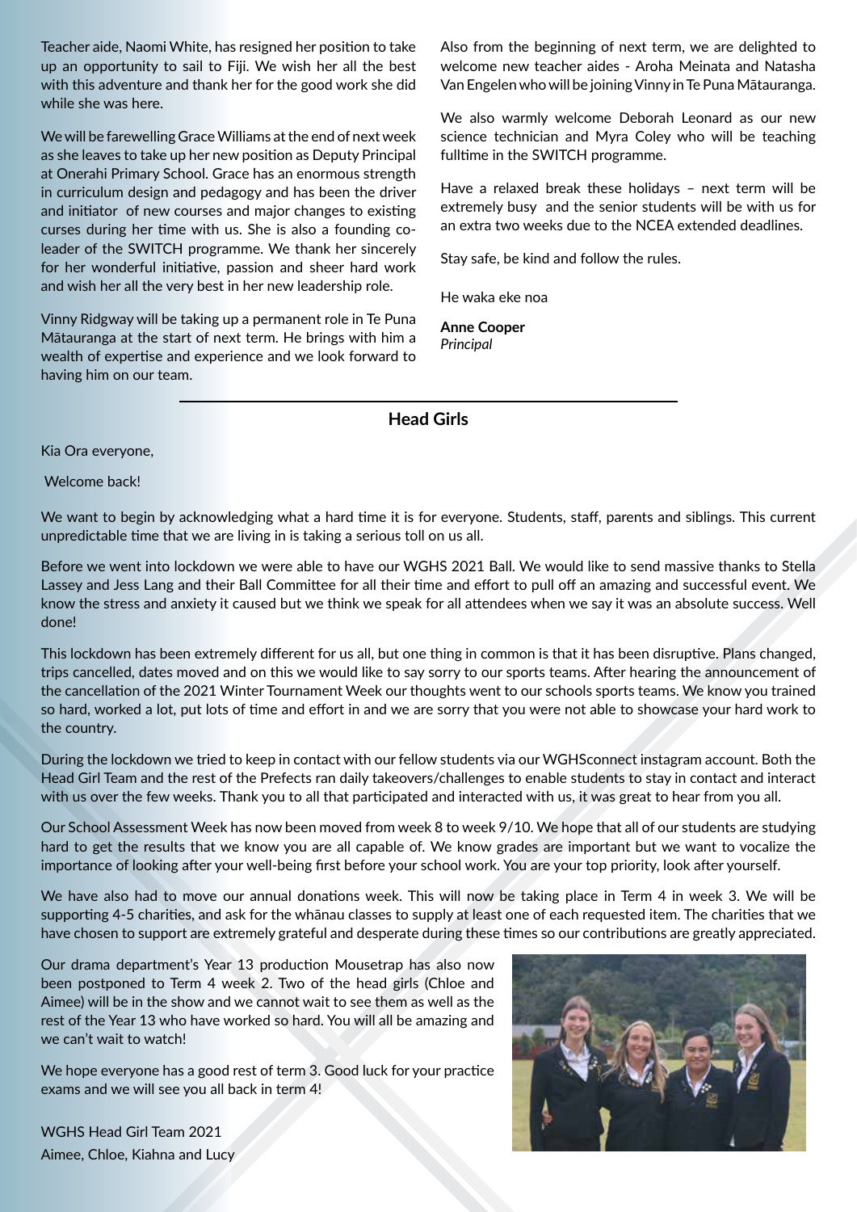Teacher aide, Naomi White, has resigned her position to take up an opportunity to sail to Fiji. We wish her all the best with this adventure and thank her for the good work she did while she was here.

We will be farewelling Grace Williams at the end of next week as she leaves to take up her new position as Deputy Principal at Onerahi Primary School. Grace has an enormous strength in curriculum design and pedagogy and has been the driver and initiator of new courses and major changes to existing curses during her time with us. She is also a founding co-leader of the SWITCH programme. We thank her sincerely for her wonderful initiative, passion and sheer hard work and wish her all the very best in her new leadership role.

Vinny Ridgway will be taking up a permanent role in Te Puna Mātauranga at the start of next term. He brings with him a wealth of expertise and experience and we look forward to having him on our team.

Also from the beginning of next term, we are delighted to welcome new teacher aides - Aroha Meinata and Natasha Van Engelen who will be joining Vinny in Te Puna Mātauranga.

We also warmly welcome Deborah Leonard as our new science technician and Myra Coley who will be teaching fulltime in the SWITCH programme.

Have a relaxed break these holidays – next term will be extremely busy and the senior students will be with us for an extra two weeks due to the NCEA extended deadlines.

Stay safe, be kind and follow the rules.

He waka eke noa

**Anne Cooper**
*Principal*

## Head Girls

Kia Ora everyone,

Welcome back!

We want to begin by acknowledging what a hard time it is for everyone. Students, staff, parents and siblings. This current unpredictable time that we are living in is taking a serious toll on us all.

Before we went into lockdown we were able to have our WGHS 2021 Ball. We would like to send massive thanks to Stella Lassey and Jess Lang and their Ball Committee for all their time and effort to pull off an amazing and successful event. We know the stress and anxiety it caused but we think we speak for all attendees when we say it was an absolute success. Well done!

This lockdown has been extremely different for us all, but one thing in common is that it has been disruptive. Plans changed, trips cancelled, dates moved and on this we would like to say sorry to our sports teams. After hearing the announcement of the cancellation of the 2021 Winter Tournament Week our thoughts went to our schools sports teams. We know you trained so hard, worked a lot, put lots of time and effort in and we are sorry that you were not able to showcase your hard work to the country.

During the lockdown we tried to keep in contact with our fellow students via our WGHSconnect instagram account. Both the Head Girl Team and the rest of the Prefects ran daily takeovers/challenges to enable students to stay in contact and interact with us over the few weeks. Thank you to all that participated and interacted with us, it was great to hear from you all.

Our School Assessment Week has now been moved from week 8 to week 9/10. We hope that all of our students are studying hard to get the results that we know you are all capable of. We know grades are important but we want to vocalize the importance of looking after your well-being first before your school work. You are your top priority, look after yourself.

We have also had to move our annual donations week. This will now be taking place in Term 4 in week 3. We will be supporting 4-5 charities, and ask for the whānau classes to supply at least one of each requested item. The charities that we have chosen to support are extremely grateful and desperate during these times so our contributions are greatly appreciated.

Our drama department's Year 13 production Mousetrap has also now been postponed to Term 4 week 2. Two of the head girls (Chloe and Aimee) will be in the show and we cannot wait to see them as well as the rest of the Year 13 who have worked so hard. You will all be amazing and we can't wait to watch!

We hope everyone has a good rest of term 3. Good luck for your practice exams and we will see you all back in term 4!

WGHS Head Girl Team 2021
Aimee, Chloe, Kiahna and Lucy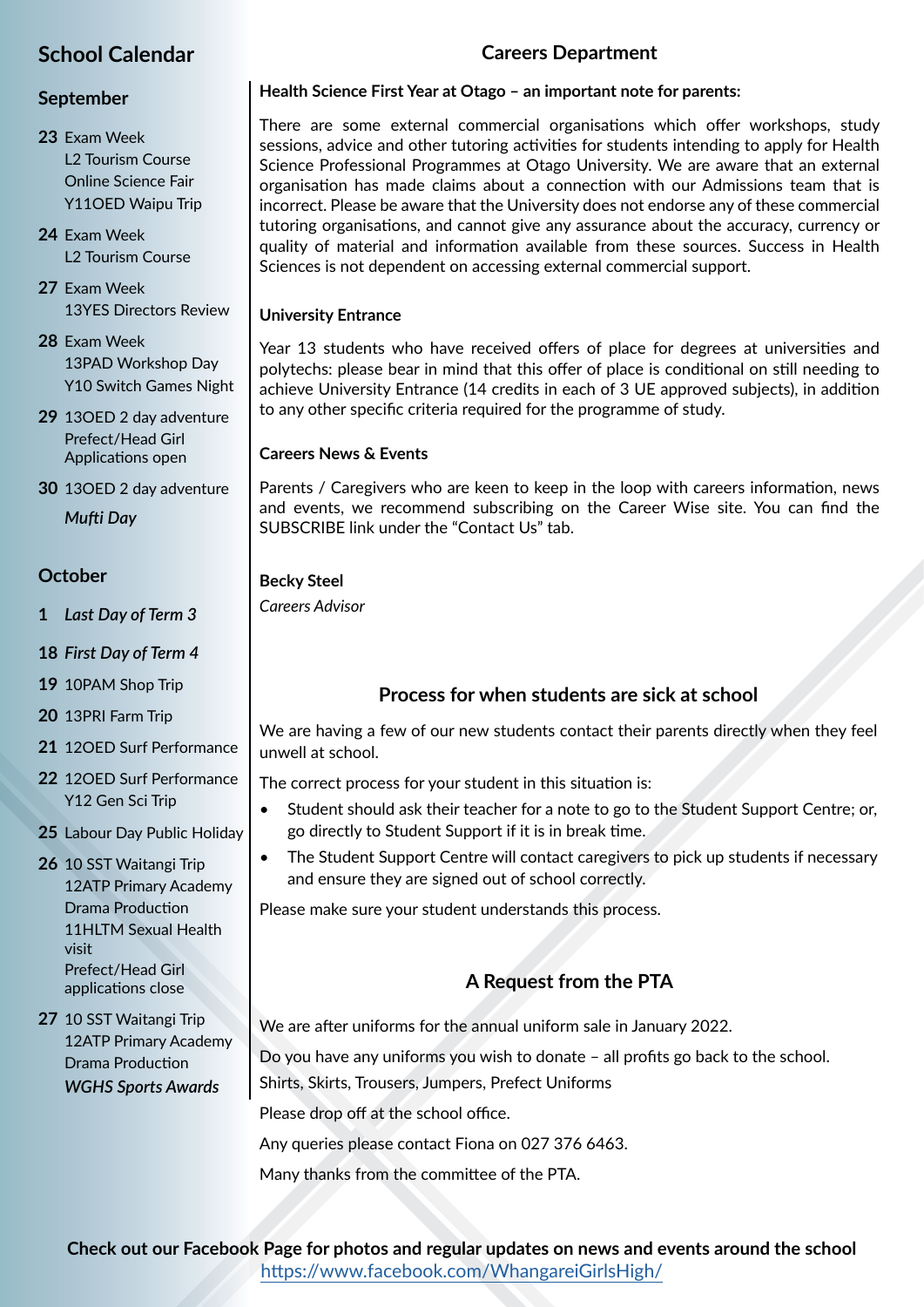## School Calendar

### September

**23** Exam Week
L2 Tourism Course
Online Science Fair
Y11OED Waipu Trip

**24** Exam Week
L2 Tourism Course

**27** Exam Week
13YES Directors Review

**28** Exam Week
13PAD Workshop Day
Y10 Switch Games Night

**29** 13OED 2 day adventure
Prefect/Head Girl Applications open

**30** 13OED 2 day adventure
*Mufti Day*

### October

**1** *Last Day of Term 3*

**18** *First Day of Term 4*

**19** 10PAM Shop Trip

**20** 13PRI Farm Trip

**21** 12OED Surf Performance

**22** 12OED Surf Performance
Y12 Gen Sci Trip

**25** Labour Day Public Holiday

**26** 10 SST Waitangi Trip
12ATP Primary Academy
Drama Production
11HLTM Sexual Health visit
Prefect/Head Girl applications close

**27** 10 SST Waitangi Trip
12ATP Primary Academy
Drama Production
***WGHS Sports Awards***

## Careers Department

**Health Science First Year at Otago – an important note for parents:**

There are some external commercial organisations which offer workshops, study sessions, advice and other tutoring activities for students intending to apply for Health Science Professional Programmes at Otago University. We are aware that an external organisation has made claims about a connection with our Admissions team that is incorrect. Please be aware that the University does not endorse any of these commercial tutoring organisations, and cannot give any assurance about the accuracy, currency or quality of material and information available from these sources. Success in Health Sciences is not dependent on accessing external commercial support.

**University Entrance**

Year 13 students who have received offers of place for degrees at universities and polytechs: please bear in mind that this offer of place is conditional on still needing to achieve University Entrance (14 credits in each of 3 UE approved subjects), in addition to any other specific criteria required for the programme of study.

**Careers News & Events**

Parents / Caregivers who are keen to keep in the loop with careers information, news and events, we recommend subscribing on the Career Wise site. You can find the SUBSCRIBE link under the "Contact Us" tab.

**Becky Steel**
*Careers Advisor*

## Process for when students are sick at school

We are having a few of our new students contact their parents directly when they feel unwell at school.

The correct process for your student in this situation is:

- Student should ask their teacher for a note to go to the Student Support Centre; or, go directly to Student Support if it is in break time.
- The Student Support Centre will contact caregivers to pick up students if necessary and ensure they are signed out of school correctly.

Please make sure your student understands this process.

## A Request from the PTA

We are after uniforms for the annual uniform sale in January 2022.

Do you have any uniforms you wish to donate – all profits go back to the school.
Shirts, Skirts, Trousers, Jumpers, Prefect Uniforms

Please drop off at the school office.

Any queries please contact Fiona on 027 376 6463.

Many thanks from the committee of the PTA.

**Check out our Facebook Page for photos and regular updates on news and events around the school**
https://www.facebook.com/WhangareiGirlsHigh/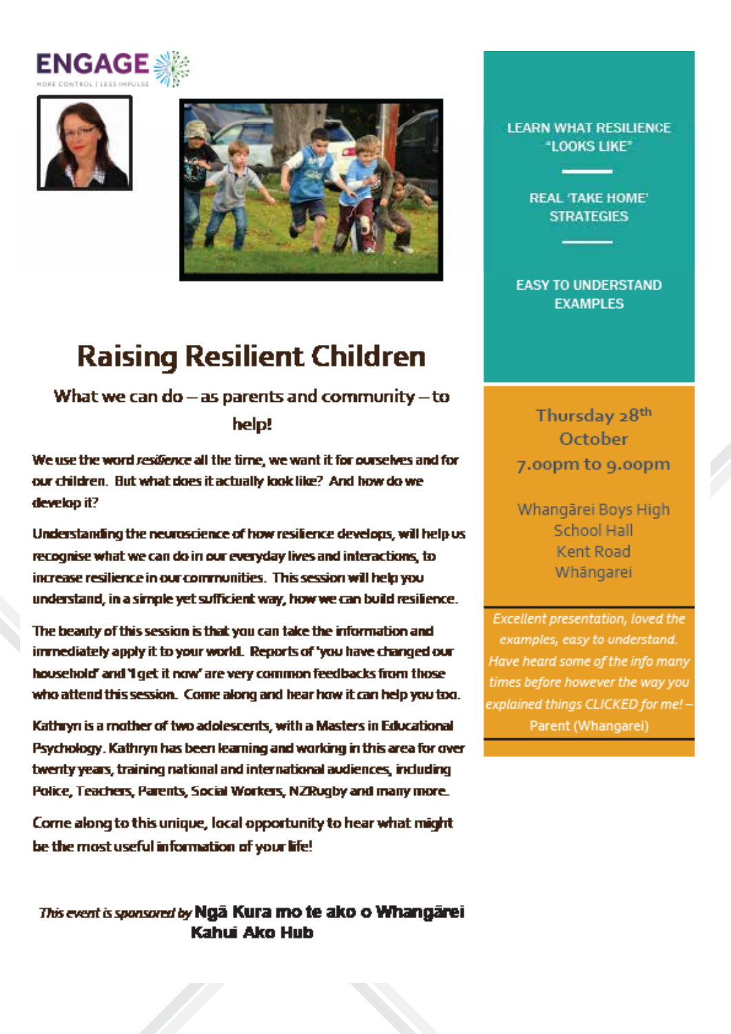ENGAGE

MORE CONTROL | LESS IMPULSE

# Raising Resilient Children

## What we can do – as parents and community – to help!

We use the word *resilience* all the time, we want it for ourselves and for our children. But what does it actually look like? And how do we develop it?

Understanding the neuroscience of how resilience develops, will help us recognise what we can do in our everyday lives and interactions, to increase resilience in our communities. This session will help you understand, in a simple yet sufficient way, how we can build resilience.

The beauty of this session is that you can take the information and immediately apply it to your world. Reports of 'you have changed our household' and 'I get it now' are very common feedbacks from those who attend this session. Come along and hear how it can help you too.

Kathryn is a mother of two adolescents, with a Masters in Educational Psychology. Kathryn has been learning and working in this area for over twenty years, training national and international audiences, including Police, Teachers, Parents, Social Workers, NZRugby and many more.

Come along to this unique, local opportunity to hear what might be the most useful information of your life!

*This event is sponsored by* **Ngā Kura mo te ako o Whangārei Kahui Ako Hub**

LEARN WHAT RESILIENCE "LOOKS LIKE"

REAL 'TAKE HOME' STRATEGIES

EASY TO UNDERSTAND EXAMPLES

Thursday 28th October
7.00pm to 9.00pm

Whangārei Boys High School Hall
Kent Road
Whāngarei

*Excellent presentation, loved the examples, easy to understand. Have heard some of the info many times before however the way you explained things CLICKED for me!* – Parent (Whangarei)